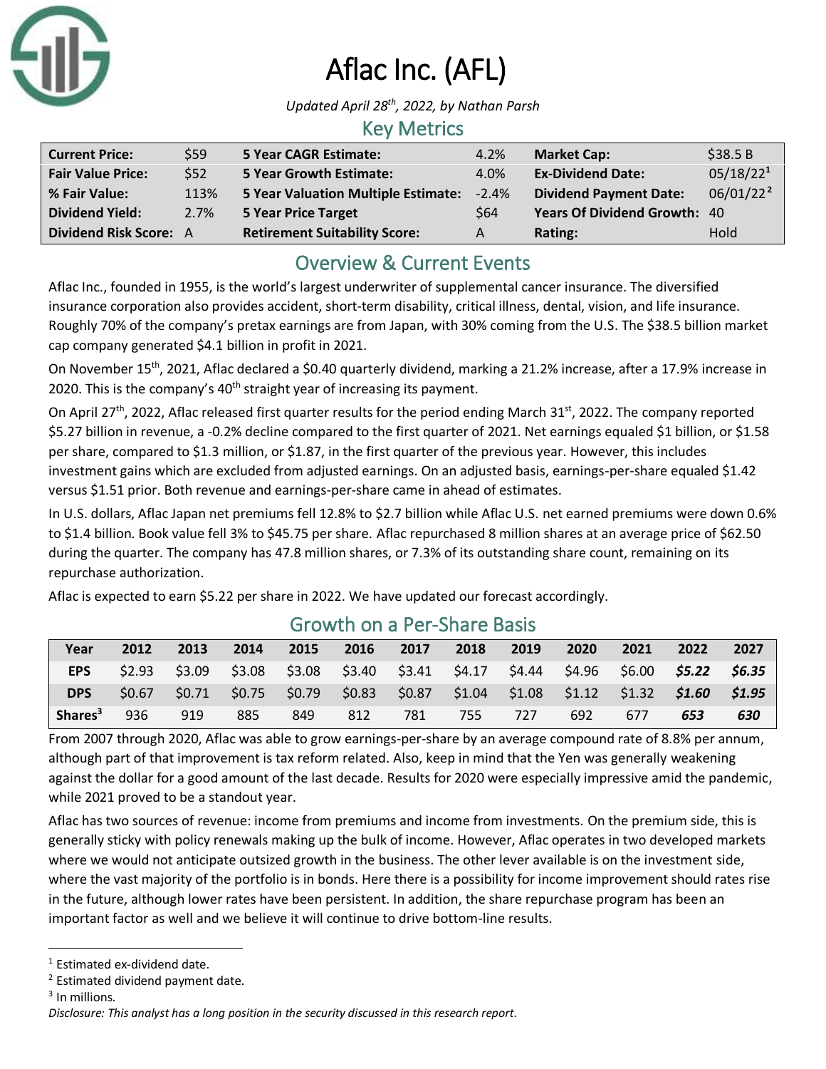# Aflac Inc. (AFL)

*Updated April 28th, 2022, by Nathan Parsh*

## Key Metrics

| | | | | | |
|---|---|---|---|---|---|
| **Current Price:** | $59 | **5 Year CAGR Estimate:** | 4.2% | **Market Cap:** | $38.5 B |
| **Fair Value Price:** | $52 | **5 Year Growth Estimate:** | 4.0% | **Ex-Dividend Date:** | 05/18/22[1] |
| **% Fair Value:** | 113% | **5 Year Valuation Multiple Estimate:** | -2.4% | **Dividend Payment Date:** | 06/01/22[2] |
| **Dividend Yield:** | 2.7% | **5 Year Price Target** | $64 | **Years Of Dividend Growth:** | 40 |
| **Dividend Risk Score:** | A | **Retirement Suitability Score:** | A | **Rating:** | Hold |

## Overview & Current Events

Aflac Inc., founded in 1955, is the world's largest underwriter of supplemental cancer insurance. The diversified insurance corporation also provides accident, short-term disability, critical illness, dental, vision, and life insurance. Roughly 70% of the company's pretax earnings are from Japan, with 30% coming from the U.S. The $38.5 billion market cap company generated $4.1 billion in profit in 2021.

On November 15th, 2021, Aflac declared a $0.40 quarterly dividend, marking a 21.2% increase, after a 17.9% increase in 2020. This is the company's 40th straight year of increasing its payment.

On April 27th, 2022, Aflac released first quarter results for the period ending March 31st, 2022. The company reported $5.27 billion in revenue, a -0.2% decline compared to the first quarter of 2021. Net earnings equaled $1 billion, or $1.58 per share, compared to $1.3 million, or $1.87, in the first quarter of the previous year. However, this includes investment gains which are excluded from adjusted earnings. On an adjusted basis, earnings-per-share equaled $1.42 versus $1.51 prior. Both revenue and earnings-per-share came in ahead of estimates.

In U.S. dollars, Aflac Japan net premiums fell 12.8% to $2.7 billion while Aflac U.S. net earned premiums were down 0.6% to $1.4 billion. Book value fell 3% to $45.75 per share. Aflac repurchased 8 million shares at an average price of $62.50 during the quarter. The company has 47.8 million shares, or 7.3% of its outstanding share count, remaining on its repurchase authorization.

Aflac is expected to earn $5.22 per share in 2022. We have updated our forecast accordingly.

## Growth on a Per-Share Basis

| Year | 2012 | 2013 | 2014 | 2015 | 2016 | 2017 | 2018 | 2019 | 2020 | 2021 | 2022 | 2027 |
|---|---|---|---|---|---|---|---|---|---|---|---|---|
| **EPS** | $2.93 | $3.09 | $3.08 | $3.08 | $3.40 | $3.41 | $4.17 | $4.44 | $4.96 | $6.00 | ***$5.22*** | ***$6.35*** |
| **DPS** | $0.67 | $0.71 | $0.75 | $0.79 | $0.83 | $0.87 | $1.04 | $1.08 | $1.12 | $1.32 | ***$1.60*** | ***$1.95*** |
| **Shares[3]** | 936 | 919 | 885 | 849 | 812 | 781 | 755 | 727 | 692 | 677 | ***653*** | ***630*** |

From 2007 through 2020, Aflac was able to grow earnings-per-share by an average compound rate of 8.8% per annum, although part of that improvement is tax reform related. Also, keep in mind that the Yen was generally weakening against the dollar for a good amount of the last decade. Results for 2020 were especially impressive amid the pandemic, while 2021 proved to be a standout year.

Aflac has two sources of revenue: income from premiums and income from investments. On the premium side, this is generally sticky with policy renewals making up the bulk of income. However, Aflac operates in two developed markets where we would not anticipate outsized growth in the business. The other lever available is on the investment side, where the vast majority of the portfolio is in bonds. Here there is a possibility for income improvement should rates rise in the future, although lower rates have been persistent. In addition, the share repurchase program has been an important factor as well and we believe it will continue to drive bottom-line results.

---

[1] Estimated ex-dividend date.
[2] Estimated dividend payment date.
[3] In millions.

*Disclosure: This analyst has a long position in the security discussed in this research report.*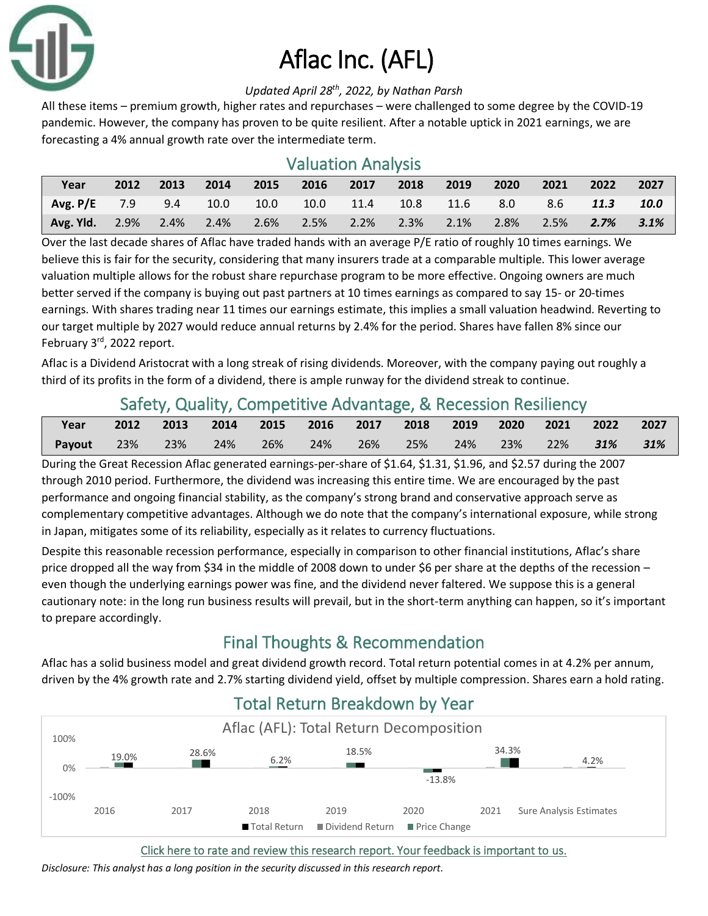# Aflac Inc. (AFL)

*Updated April 28th, 2022, by Nathan Parsh*

All these items – premium growth, higher rates and repurchases – were challenged to some degree by the COVID-19 pandemic. However, the company has proven to be quite resilient. After a notable uptick in 2021 earnings, we are forecasting a 4% annual growth rate over the intermediate term.

## Valuation Analysis

| Year | 2012 | 2013 | 2014 | 2015 | 2016 | 2017 | 2018 | 2019 | 2020 | 2021 | 2022 | 2027 |
|---|---|---|---|---|---|---|---|---|---|---|---|---|
| Avg. P/E | 7.9 | 9.4 | 10.0 | 10.0 | 10.0 | 11.4 | 10.8 | 11.6 | 8.0 | 8.6 | ***11.3*** | ***10.0*** |
| Avg. Yld. | 2.9% | 2.4% | 2.4% | 2.6% | 2.5% | 2.2% | 2.3% | 2.1% | 2.8% | 2.5% | ***2.7%*** | ***3.1%*** |

Over the last decade shares of Aflac have traded hands with an average P/E ratio of roughly 10 times earnings. We believe this is fair for the security, considering that many insurers trade at a comparable multiple. This lower average valuation multiple allows for the robust share repurchase program to be more effective. Ongoing owners are much better served if the company is buying out past partners at 10 times earnings as compared to say 15- or 20-times earnings. With shares trading near 11 times our earnings estimate, this implies a small valuation headwind. Reverting to our target multiple by 2027 would reduce annual returns by 2.4% for the period. Shares have fallen 8% since our February 3rd, 2022 report.

Aflac is a Dividend Aristocrat with a long streak of rising dividends. Moreover, with the company paying out roughly a third of its profits in the form of a dividend, there is ample runway for the dividend streak to continue.

## Safety, Quality, Competitive Advantage, & Recession Resiliency

| Year | 2012 | 2013 | 2014 | 2015 | 2016 | 2017 | 2018 | 2019 | 2020 | 2021 | 2022 | 2027 |
|---|---|---|---|---|---|---|---|---|---|---|---|---|
| Payout | 23% | 23% | 24% | 26% | 24% | 26% | 25% | 24% | 23% | 22% | ***31%*** | ***31%*** |

During the Great Recession Aflac generated earnings-per-share of $1.64, $1.31, $1.96, and $2.57 during the 2007 through 2010 period. Furthermore, the dividend was increasing this entire time. We are encouraged by the past performance and ongoing financial stability, as the company's strong brand and conservative approach serve as complementary competitive advantages. Although we do note that the company's international exposure, while strong in Japan, mitigates some of its reliability, especially as it relates to currency fluctuations.

Despite this reasonable recession performance, especially in comparison to other financial institutions, Aflac's share price dropped all the way from $34 in the middle of 2008 down to under $6 per share at the depths of the recession – even though the underlying earnings power was fine, and the dividend never faltered. We suppose this is a general cautionary note: in the long run business results will prevail, but in the short-term anything can happen, so it's important to prepare accordingly.

## Final Thoughts & Recommendation

Aflac has a solid business model and great dividend growth record. Total return potential comes in at 4.2% per annum, driven by the 4% growth rate and 2.7% starting dividend yield, offset by multiple compression. Shares earn a hold rating.

## Total Return Breakdown by Year

Aflac (AFL): Total Return Decomposition

| | 2016 | 2017 | 2018 | 2019 | 2020 | 2021 | Sure Analysis Estimates |
|---|---|---|---|---|---|---|---|
| Total Return | 19.0% | 28.6% | 6.2% | 18.5% | -13.8% | 34.3% | 4.2% |

Click here to rate and review this research report. Your feedback is important to us.

*Disclosure: This analyst has a long position in the security discussed in this research report.*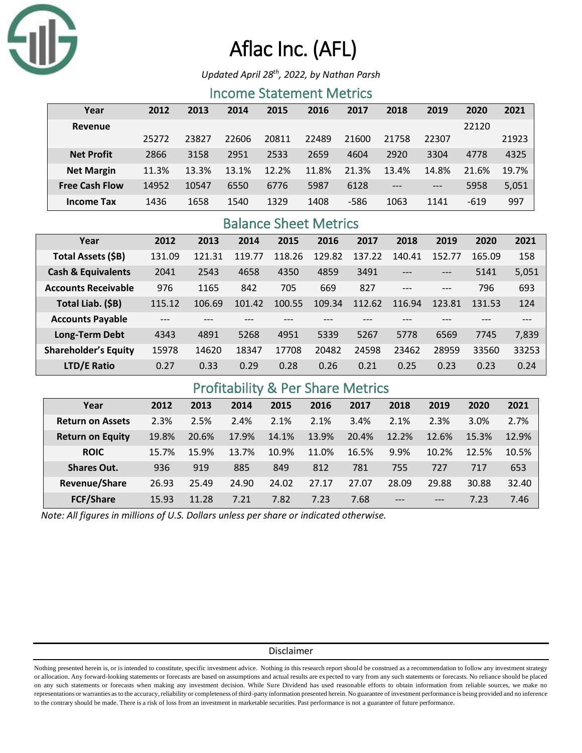# Aflac Inc. (AFL)

*Updated April 28th, 2022, by Nathan Parsh*

## Income Statement Metrics

| Year | 2012 | 2013 | 2014 | 2015 | 2016 | 2017 | 2018 | 2019 | 2020 | 2021 |
|---|---|---|---|---|---|---|---|---|---|---|
| Revenue | 25272 | 23827 | 22606 | 20811 | 22489 | 21600 | 21758 | 22307 | 22120 | 21923 |
| Net Profit | 2866 | 3158 | 2951 | 2533 | 2659 | 4604 | 2920 | 3304 | 4778 | 4325 |
| Net Margin | 11.3% | 13.3% | 13.1% | 12.2% | 11.8% | 21.3% | 13.4% | 14.8% | 21.6% | 19.7% |
| Free Cash Flow | 14952 | 10547 | 6550 | 6776 | 5987 | 6128 | --- | --- | 5958 | 5,051 |
| Income Tax | 1436 | 1658 | 1540 | 1329 | 1408 | -586 | 1063 | 1141 | -619 | 997 |

## Balance Sheet Metrics

| Year | 2012 | 2013 | 2014 | 2015 | 2016 | 2017 | 2018 | 2019 | 2020 | 2021 |
|---|---|---|---|---|---|---|---|---|---|---|
| Total Assets ($B) | 131.09 | 121.31 | 119.77 | 118.26 | 129.82 | 137.22 | 140.41 | 152.77 | 165.09 | 158 |
| Cash & Equivalents | 2041 | 2543 | 4658 | 4350 | 4859 | 3491 | --- | --- | 5141 | 5,051 |
| Accounts Receivable | 976 | 1165 | 842 | 705 | 669 | 827 | --- | --- | 796 | 693 |
| Total Liab. ($B) | 115.12 | 106.69 | 101.42 | 100.55 | 109.34 | 112.62 | 116.94 | 123.81 | 131.53 | 124 |
| Accounts Payable | --- | --- | --- | --- | --- | --- | --- | --- | --- | --- |
| Long-Term Debt | 4343 | 4891 | 5268 | 4951 | 5339 | 5267 | 5778 | 6569 | 7745 | 7,839 |
| Shareholder's Equity | 15978 | 14620 | 18347 | 17708 | 20482 | 24598 | 23462 | 28959 | 33560 | 33253 |
| LTD/E Ratio | 0.27 | 0.33 | 0.29 | 0.28 | 0.26 | 0.21 | 0.25 | 0.23 | 0.23 | 0.24 |

## Profitability & Per Share Metrics

| Year | 2012 | 2013 | 2014 | 2015 | 2016 | 2017 | 2018 | 2019 | 2020 | 2021 |
|---|---|---|---|---|---|---|---|---|---|---|
| Return on Assets | 2.3% | 2.5% | 2.4% | 2.1% | 2.1% | 3.4% | 2.1% | 2.3% | 3.0% | 2.7% |
| Return on Equity | 19.8% | 20.6% | 17.9% | 14.1% | 13.9% | 20.4% | 12.2% | 12.6% | 15.3% | 12.9% |
| ROIC | 15.7% | 15.9% | 13.7% | 10.9% | 11.0% | 16.5% | 9.9% | 10.2% | 12.5% | 10.5% |
| Shares Out. | 936 | 919 | 885 | 849 | 812 | 781 | 755 | 727 | 717 | 653 |
| Revenue/Share | 26.93 | 25.49 | 24.90 | 24.02 | 27.17 | 27.07 | 28.09 | 29.88 | 30.88 | 32.40 |
| FCF/Share | 15.93 | 11.28 | 7.21 | 7.82 | 7.23 | 7.68 | --- | --- | 7.23 | 7.46 |

*Note: All figures in millions of U.S. Dollars unless per share or indicated otherwise.*

Disclaimer

Nothing presented herein is, or is intended to constitute, specific investment advice. Nothing in this research report should be construed as a recommendation to follow any investment strategy or allocation. Any forward-looking statements or forecasts are based on assumptions and actual results are expected to vary from any such statements or forecasts. No reliance should be placed on any such statements or forecasts when making any investment decision. While Sure Dividend has used reasonable efforts to obtain information from reliable sources, we make no representations or warranties as to the accuracy, reliability or completeness of third-party information presented herein. No guarantee of investment performance is being provided and no inference to the contrary should be made. There is a risk of loss from an investment in marketable securities. Past performance is not a guarantee of future performance.